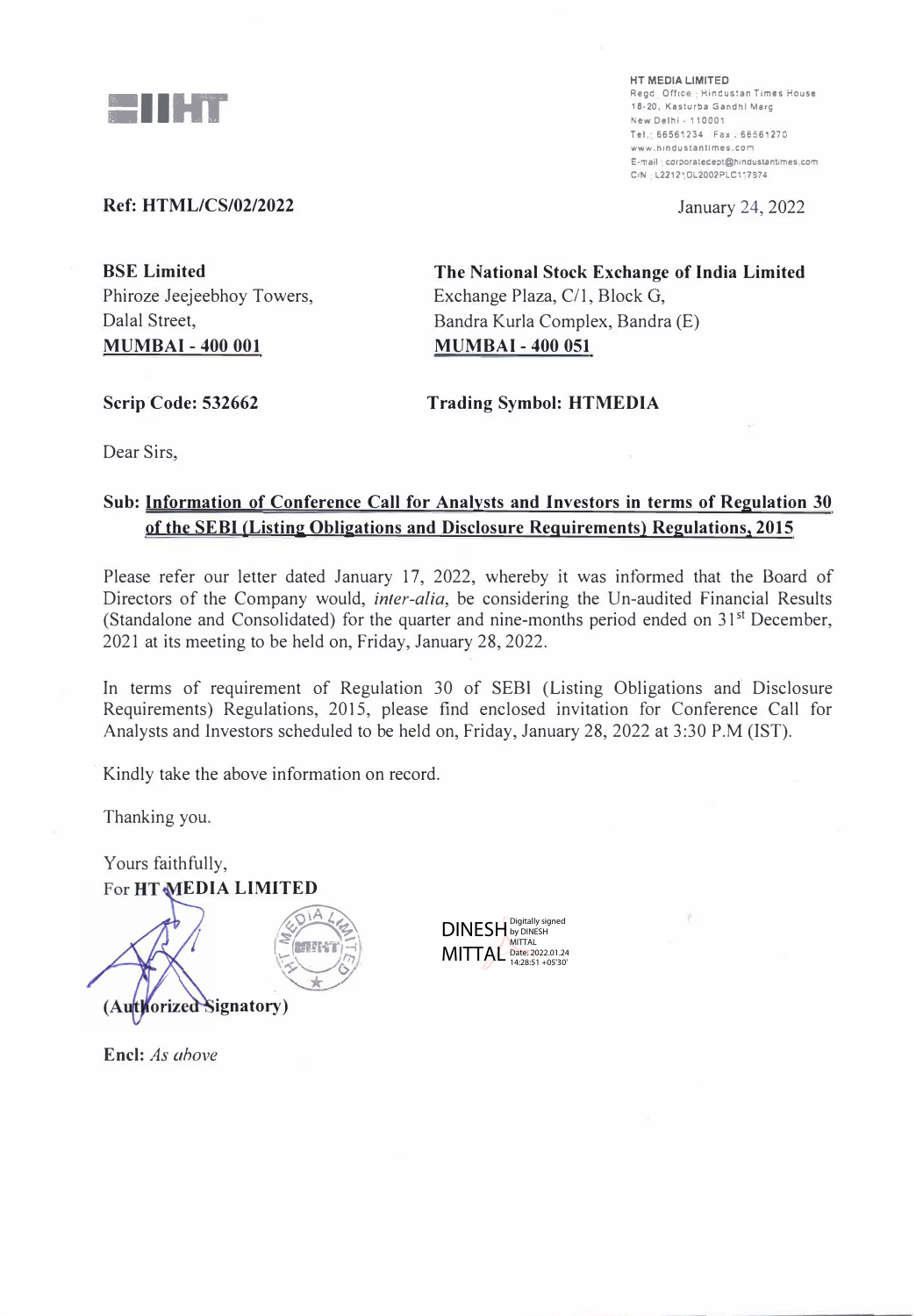**HT MEDIA LIMITED**
Regd. Office : Hindustan Times House
18-20, Kasturba Gandhi Marg
New Delhi - 110001
Tel.: 66561234 Fax : 66561270
www.hindustantimes.com
E-mail : corporatedept@hindustantimes.com
CIN : L22121DL2002PLC117874

**Ref: HTML/CS/02/2022**

January 24, 2022

**BSE Limited**
Phiroze Jeejeebhoy Towers,
Dalal Street,
**MUMBAI - 400 001**

**The National Stock Exchange of India Limited**
Exchange Plaza, C/1, Block G,
Bandra Kurla Complex, Bandra (E)
**MUMBAI - 400 051**

**Scrip Code: 532662**

**Trading Symbol: HTMEDIA**

Dear Sirs,

**Sub: Information of Conference Call for Analysts and Investors in terms of Regulation 30 of the SEBI (Listing Obligations and Disclosure Requirements) Regulations, 2015**

Please refer our letter dated January 17, 2022, whereby it was informed that the Board of Directors of the Company would, *inter-alia*, be considering the Un-audited Financial Results (Standalone and Consolidated) for the quarter and nine-months period ended on 31st December, 2021 at its meeting to be held on, Friday, January 28, 2022.

In terms of requirement of Regulation 30 of SEBI (Listing Obligations and Disclosure Requirements) Regulations, 2015, please find enclosed invitation for Conference Call for Analysts and Investors scheduled to be held on, Friday, January 28, 2022 at 3:30 P.M (IST).

Kindly take the above information on record.

Thanking you.

Yours faithfully,
For **HT MEDIA LIMITED**

DINESH MITTAL
Digitally signed by DINESH MITTAL
Date: 2022.01.24 14:28:51 +05'30'

**(Authorized Signatory)**

**Encl:** *As above*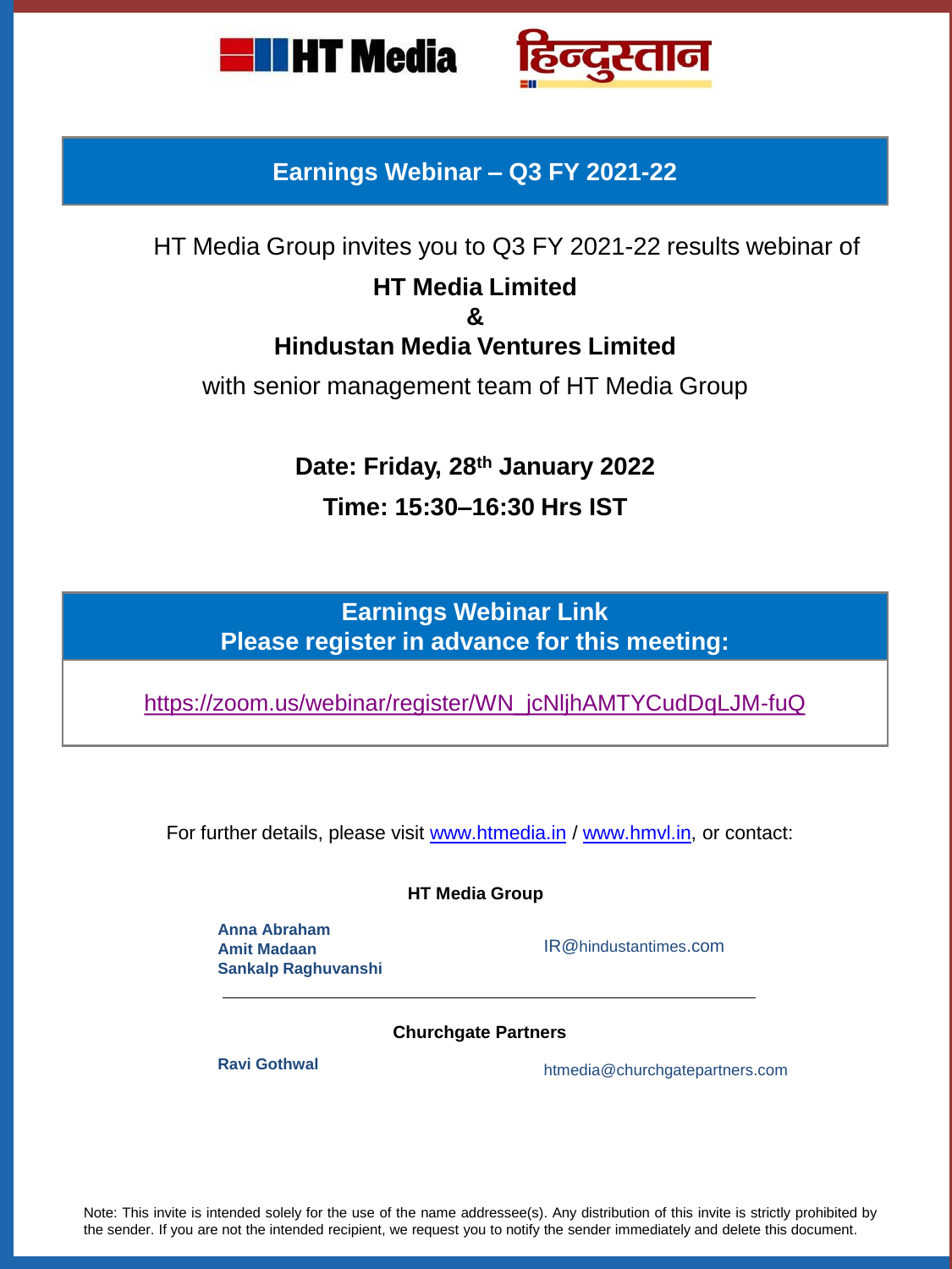HT Media　हिन्दुस्तान

## Earnings Webinar – Q3 FY 2021-22

HT Media Group invites you to Q3 FY 2021-22 results webinar of

**HT Media Limited**
**&**
**Hindustan Media Ventures Limited**

with senior management team of HT Media Group

**Date: Friday, 28th January 2022**

**Time: 15:30–16:30 Hrs IST**

## Earnings Webinar Link
## Please register in advance for this meeting:

https://zoom.us/webinar/register/WN_jcNljhAMTYCudDqLJM-fuQ

For further details, please visit www.htmedia.in / www.hmvl.in, or contact:

**HT Media Group**

**Anna Abraham**
**Amit Madaan**
**Sankalp Raghuvanshi**

IR@hindustantimes.com

---

**Churchgate Partners**

**Ravi Gothwal**

htmedia@churchgatepartners.com

Note: This invite is intended solely for the use of the name addressee(s). Any distribution of this invite is strictly prohibited by the sender. If you are not the intended recipient, we request you to notify the sender immediately and delete this document.